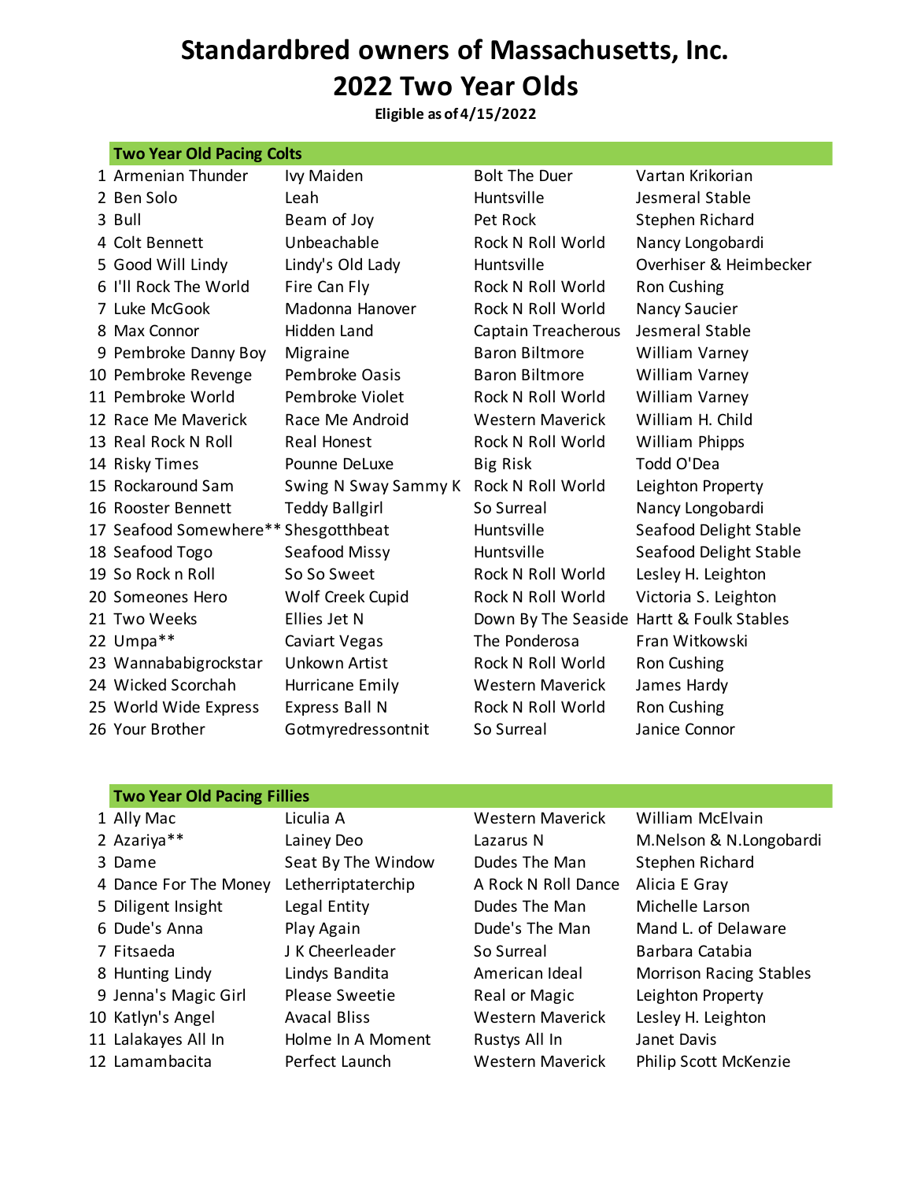# Standardbred owners of Massachusetts, Inc.
# 2022 Two Year Olds

**Eligible as of 4/15/2022**

| | Two Year Old Pacing Colts | | | |
|---|---|---|---|---|
| 1 | Armenian Thunder | Ivy Maiden | Bolt The Duer | Vartan Krikorian |
| 2 | Ben Solo | Leah | Huntsville | Jesmeral Stable |
| 3 | Bull | Beam of Joy | Pet Rock | Stephen Richard |
| 4 | Colt Bennett | Unbeachable | Rock N Roll World | Nancy Longobardi |
| 5 | Good Will Lindy | Lindy's Old Lady | Huntsville | Overhiser & Heimbecker |
| 6 | I'll Rock The World | Fire Can Fly | Rock N Roll World | Ron Cushing |
| 7 | Luke McGook | Madonna Hanover | Rock N Roll World | Nancy Saucier |
| 8 | Max Connor | Hidden Land | Captain Treacherous | Jesmeral Stable |
| 9 | Pembroke Danny Boy | Migraine | Baron Biltmore | William Varney |
| 10 | Pembroke Revenge | Pembroke Oasis | Baron Biltmore | William Varney |
| 11 | Pembroke World | Pembroke Violet | Rock N Roll World | William Varney |
| 12 | Race Me Maverick | Race Me Android | Western Maverick | William H. Child |
| 13 | Real Rock N Roll | Real Honest | Rock N Roll World | William Phipps |
| 14 | Risky Times | Pounne DeLuxe | Big Risk | Todd O'Dea |
| 15 | Rockaround Sam | Swing N Sway Sammy K | Rock N Roll World | Leighton Property |
| 16 | Rooster Bennett | Teddy Ballgirl | So Surreal | Nancy Longobardi |
| 17 | Seafood Somewhere** | Shesgotthbeat | Huntsville | Seafood Delight Stable |
| 18 | Seafood Togo | Seafood Missy | Huntsville | Seafood Delight Stable |
| 19 | So Rock n Roll | So So Sweet | Rock N Roll World | Lesley H. Leighton |
| 20 | Someones Hero | Wolf Creek Cupid | Rock N Roll World | Victoria S. Leighton |
| 21 | Two Weeks | Ellies Jet N | Down By The Seaside | Hartt & Foulk Stables |
| 22 | Umpa** | Caviart Vegas | The Ponderosa | Fran Witkowski |
| 23 | Wannababigrockstar | Unkown Artist | Rock N Roll World | Ron Cushing |
| 24 | Wicked Scorchah | Hurricane Emily | Western Maverick | James Hardy |
| 25 | World Wide Express | Express Ball N | Rock N Roll World | Ron Cushing |
| 26 | Your Brother | Gotmyredressontnit | So Surreal | Janice Connor |

| | Two Year Old Pacing Fillies | | | |
|---|---|---|---|---|
| 1 | Ally Mac | Liculia A | Western Maverick | William McElvain |
| 2 | Azariya** | Lainey Deo | Lazarus N | M.Nelson & N.Longobardi |
| 3 | Dame | Seat By The Window | Dudes The Man | Stephen Richard |
| 4 | Dance For The Money | Letherriptaterchip | A Rock N Roll Dance | Alicia E Gray |
| 5 | Diligent Insight | Legal Entity | Dudes The Man | Michelle Larson |
| 6 | Dude's Anna | Play Again | Dude's The Man | Mand L. of Delaware |
| 7 | Fitsaeda | J K Cheerleader | So Surreal | Barbara Catabia |
| 8 | Hunting Lindy | Lindys Bandita | American Ideal | Morrison Racing Stables |
| 9 | Jenna's Magic Girl | Please Sweetie | Real or Magic | Leighton Property |
| 10 | Katlyn's Angel | Avacal Bliss | Western Maverick | Lesley H. Leighton |
| 11 | Lalakayes All In | Holme In A Moment | Rustys All In | Janet Davis |
| 12 | Lamambacita | Perfect Launch | Western Maverick | Philip Scott McKenzie |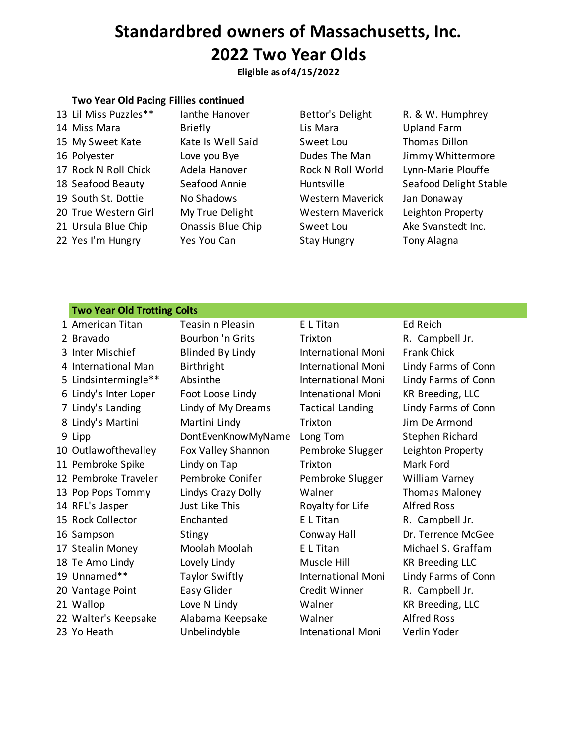# Standardbred owners of Massachusetts, Inc.
## 2022 Two Year Olds

**Eligible as of 4/15/2022**

**Two Year Old Pacing Fillies continued**

| # | Name | Dam | Sire | Owner |
|---|---|---|---|---|
| 13 | Lil Miss Puzzles** | Ianthe Hanover | Bettor's Delight | R. & W. Humphrey |
| 14 | Miss Mara | Briefly | Lis Mara | Upland Farm |
| 15 | My Sweet Kate | Kate Is Well Said | Sweet Lou | Thomas Dillon |
| 16 | Polyester | Love you Bye | Dudes The Man | Jimmy Whittermore |
| 17 | Rock N Roll Chick | Adela Hanover | Rock N Roll World | Lynn-Marie Plouffe |
| 18 | Seafood Beauty | Seafood Annie | Huntsville | Seafood Delight Stable |
| 19 | South St. Dottie | No Shadows | Western Maverick | Jan Donaway |
| 20 | True Western Girl | My True Delight | Western Maverick | Leighton Property |
| 21 | Ursula Blue Chip | Onassis Blue Chip | Sweet Lou | Ake Svanstedt Inc. |
| 22 | Yes I'm Hungry | Yes You Can | Stay Hungry | Tony Alagna |

**Two Year Old Trotting Colts**

| # | Name | Dam | Sire | Owner |
|---|---|---|---|---|
| 1 | American Titan | Teasin n Pleasin | E L Titan | Ed Reich |
| 2 | Bravado | Bourbon 'n Grits | Trixton | R. Campbell Jr. |
| 3 | Inter Mischief | Blinded By Lindy | International Moni | Frank Chick |
| 4 | International Man | Birthright | International Moni | Lindy Farms of Conn |
| 5 | Lindsintermingle** | Absinthe | International Moni | Lindy Farms of Conn |
| 6 | Lindy's Inter Loper | Foot Loose Lindy | Intenational Moni | KR Breeding, LLC |
| 7 | Lindy's Landing | Lindy of My Dreams | Tactical Landing | Lindy Farms of Conn |
| 8 | Lindy's Martini | Martini Lindy | Trixton | Jim De Armond |
| 9 | Lipp | DontEvenKnowMyName | Long Tom | Stephen Richard |
| 10 | Outlawofthevalley | Fox Valley Shannon | Pembroke Slugger | Leighton Property |
| 11 | Pembroke Spike | Lindy on Tap | Trixton | Mark Ford |
| 12 | Pembroke Traveler | Pembroke Conifer | Pembroke Slugger | William Varney |
| 13 | Pop Pops Tommy | Lindys Crazy Dolly | Walner | Thomas Maloney |
| 14 | RFL's Jasper | Just Like This | Royalty for Life | Alfred Ross |
| 15 | Rock Collector | Enchanted | E L Titan | R. Campbell Jr. |
| 16 | Sampson | Stingy | Conway Hall | Dr. Terrence McGee |
| 17 | Stealin Money | Moolah Moolah | E L Titan | Michael S. Graffam |
| 18 | Te Amo Lindy | Lovely Lindy | Muscle Hill | KR Breeding LLC |
| 19 | Unnamed** | Taylor Swiftly | International Moni | Lindy Farms of Conn |
| 20 | Vantage Point | Easy Glider | Credit Winner | R. Campbell Jr. |
| 21 | Wallop | Love N Lindy | Walner | KR Breeding, LLC |
| 22 | Walter's Keepsake | Alabama Keepsake | Walner | Alfred Ross |
| 23 | Yo Heath | Unbelindyble | Intenational Moni | Verlin Yoder |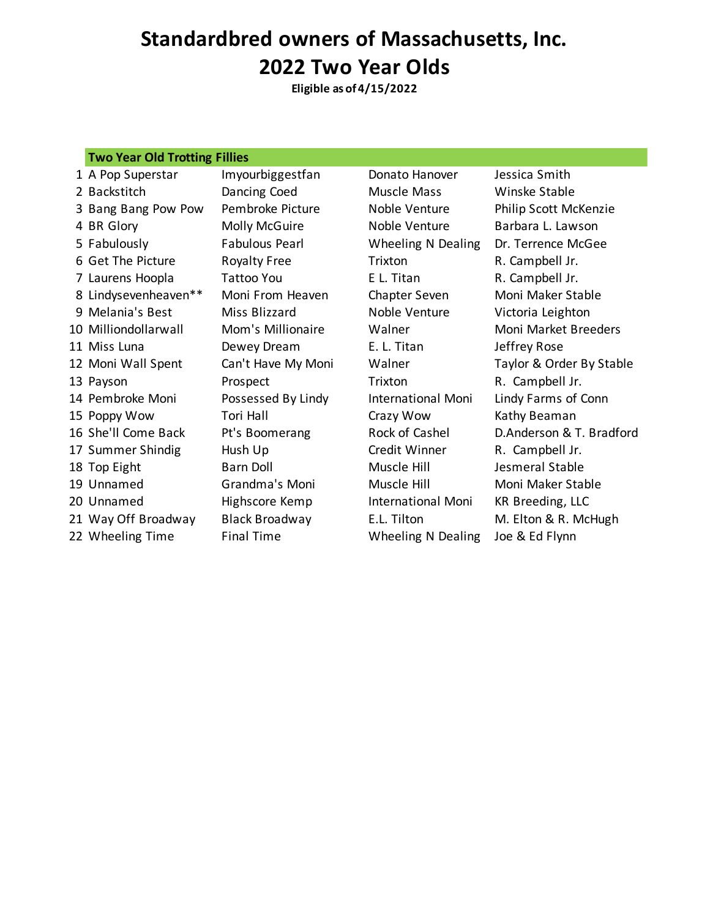# Standardbred owners of Massachusetts, Inc.
# 2022 Two Year Olds

**Eligible as of 4/15/2022**

| | Two Year Old Trotting Fillies | | | |
|---|---|---|---|---|
| 1 | A Pop Superstar | Imyourbiggestfan | Donato Hanover | Jessica Smith |
| 2 | Backstitch | Dancing Coed | Muscle Mass | Winske Stable |
| 3 | Bang Bang Pow Pow | Pembroke Picture | Noble Venture | Philip Scott McKenzie |
| 4 | BR Glory | Molly McGuire | Noble Venture | Barbara L. Lawson |
| 5 | Fabulously | Fabulous Pearl | Wheeling N Dealing | Dr. Terrence McGee |
| 6 | Get The Picture | Royalty Free | Trixton | R. Campbell Jr. |
| 7 | Laurens Hoopla | Tattoo You | E L. Titan | R. Campbell Jr. |
| 8 | Lindysevenheaven** | Moni From Heaven | Chapter Seven | Moni Maker Stable |
| 9 | Melania's Best | Miss Blizzard | Noble Venture | Victoria Leighton |
| 10 | Milliondollarwall | Mom's Millionaire | Walner | Moni Market Breeders |
| 11 | Miss Luna | Dewey Dream | E. L. Titan | Jeffrey Rose |
| 12 | Moni Wall Spent | Can't Have My Moni | Walner | Taylor & Order By Stable |
| 13 | Payson | Prospect | Trixton | R. Campbell Jr. |
| 14 | Pembroke Moni | Possessed By Lindy | International Moni | Lindy Farms of Conn |
| 15 | Poppy Wow | Tori Hall | Crazy Wow | Kathy Beaman |
| 16 | She'll Come Back | Pt's Boomerang | Rock of Cashel | D.Anderson & T. Bradford |
| 17 | Summer Shindig | Hush Up | Credit Winner | R. Campbell Jr. |
| 18 | Top Eight | Barn Doll | Muscle Hill | Jesmeral Stable |
| 19 | Unnamed | Grandma's Moni | Muscle Hill | Moni Maker Stable |
| 20 | Unnamed | Highscore Kemp | International Moni | KR Breeding, LLC |
| 21 | Way Off Broadway | Black Broadway | E.L. Tilton | M. Elton & R. McHugh |
| 22 | Wheeling Time | Final Time | Wheeling N Dealing | Joe & Ed Flynn |